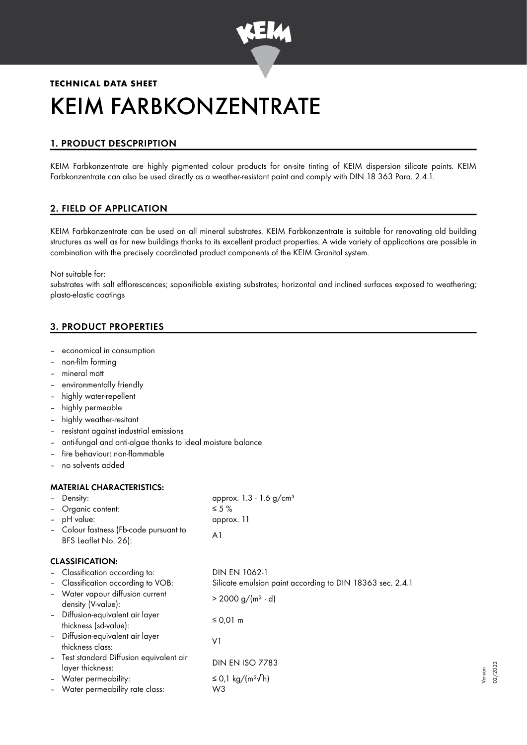**TECHNICAL DATA SHEET**

# KEIM FARBKONZENTRATE

## 1. PRODUCT DESCPRIPTION

KEIM Farbkonzentrate are highly pigmented colour products for on-site tinting of KEIM dispersion silicate paints. KEIM Farbkonzentrate can also be used directly as a weather-resistant paint and comply with DIN 18 363 Para. 2.4.1.

## 2. FIELD OF APPLICATION

KEIM Farbkonzentrate can be used on all mineral substrates. KEIM Farbkonzentrate is suitable for renovating old building structures as well as for new buildings thanks to its excellent product properties. A wide variety of applications are possible in combination with the precisely coordinated product components of the KEIM Granital system.

Not suitable for:
substrates with salt efflorescences; saponifiable existing substrates; horizontal and inclined surfaces exposed to weathering; plasto-elastic coatings

## 3. PRODUCT PROPERTIES

- economical in consumption
- non-film forming
- mineral matt
- environmentally friendly
- highly water-repellent
- highly permeable
- highly weather-resitant
- resistant against industrial emissions
- anti-fungal and anti-algae thanks to ideal moisture balance
- fire behaviour: non-flammable
- no solvents added

### MATERIAL CHARACTERISTICS:

| | |
|---|---|
| – Density: | approx. 1.3 - 1.6 g/cm³ |
| – Organic content: | ≤ 5 % |
| – pH value: | approx. 11 |
| – Colour fastness (Fb-code pursuant to BFS Leaflet No. 26): | A1 |

### CLASSIFICATION:

| | |
|---|---|
| – Classification according to: | DIN EN 1062-1 |
| – Classification according to VOB: | Silicate emulsion paint according to DIN 18363 sec. 2.4.1 |
| – Water vapour diffusion current density (V-value): | > 2000 g/(m² · d) |
| – Diffusion-equivalent air layer thickness (sd-value): | ≤ 0,01 m |
| – Diffusion-equivalent air layer thickness class: | V1 |
| – Test standard Diffusion equivalent air layer thickness: | DIN EN ISO 7783 |
| – Water permeability: | ≤ 0,1 kg/(m²√h) |
| – Water permeability rate class: | W3 |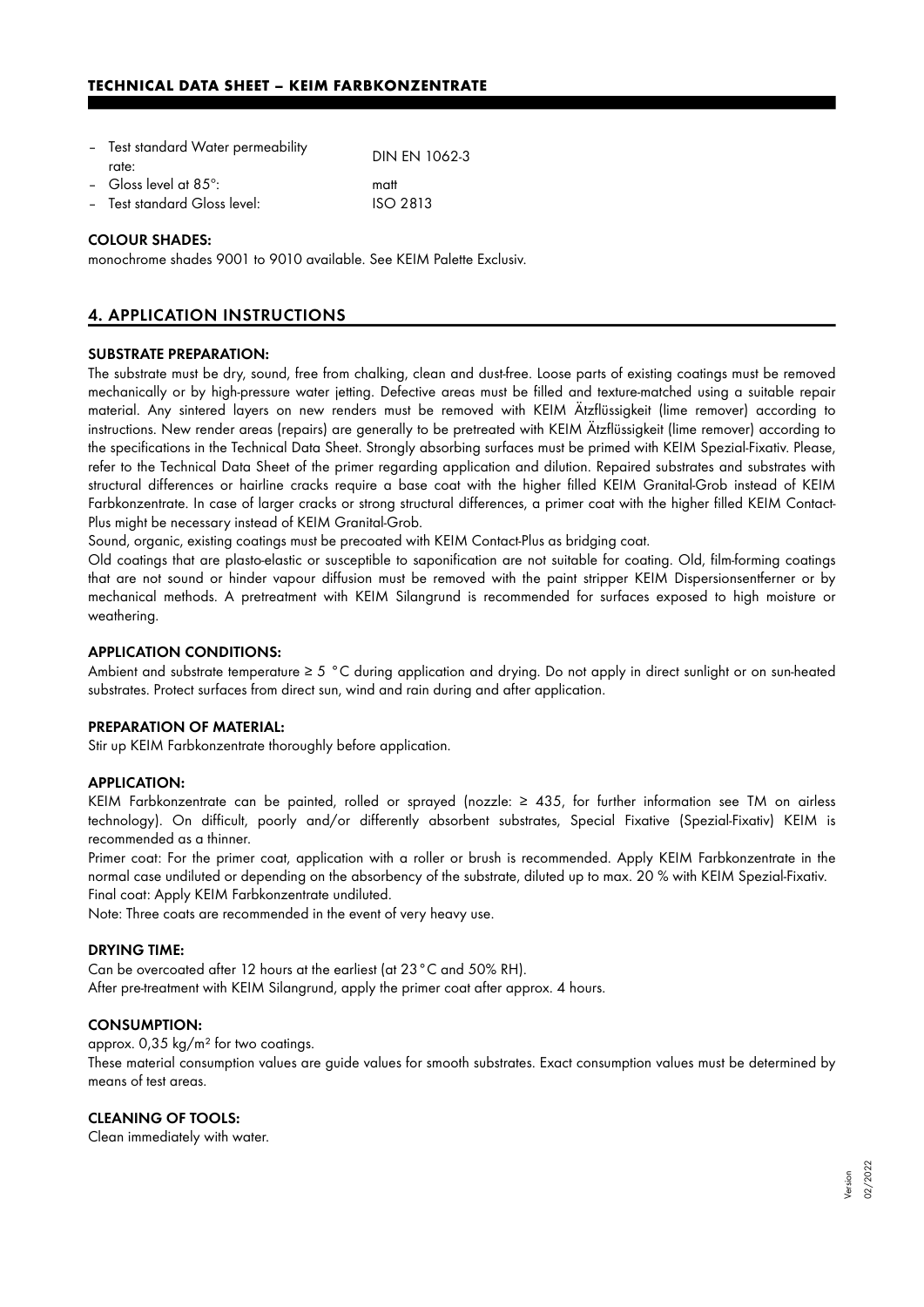- Test standard Water permeability rate: DIN EN 1062-3
- Gloss level at 85°: matt
- Test standard Gloss level: ISO 2813

### COLOUR SHADES:

monochrome shades 9001 to 9010 available. See KEIM Palette Exclusiv.

## 4. APPLICATION INSTRUCTIONS

### SUBSTRATE PREPARATION:

The substrate must be dry, sound, free from chalking, clean and dust-free. Loose parts of existing coatings must be removed mechanically or by high-pressure water jetting. Defective areas must be filled and texture-matched using a suitable repair material. Any sintered layers on new renders must be removed with KEIM Ätzflüssigkeit (lime remover) according to instructions. New render areas (repairs) are generally to be pretreated with KEIM Ätzflüssigkeit (lime remover) according to the specifications in the Technical Data Sheet. Strongly absorbing surfaces must be primed with KEIM Spezial-Fixativ. Please, refer to the Technical Data Sheet of the primer regarding application and dilution. Repaired substrates and substrates with structural differences or hairline cracks require a base coat with the higher filled KEIM Granital-Grob instead of KEIM Farbkonzentrate. In case of larger cracks or strong structural differences, a primer coat with the higher filled KEIM Contact-Plus might be necessary instead of KEIM Granital-Grob.

Sound, organic, existing coatings must be precoated with KEIM Contact-Plus as bridging coat.

Old coatings that are plasto-elastic or susceptible to saponification are not suitable for coating. Old, film-forming coatings that are not sound or hinder vapour diffusion must be removed with the paint stripper KEIM Dispersionsentferner or by mechanical methods. A pretreatment with KEIM Silangrund is recommended for surfaces exposed to high moisture or weathering.

### APPLICATION CONDITIONS:

Ambient and substrate temperature ≥ 5 °C during application and drying. Do not apply in direct sunlight or on sun-heated substrates. Protect surfaces from direct sun, wind and rain during and after application.

### PREPARATION OF MATERIAL:

Stir up KEIM Farbkonzentrate thoroughly before application.

### APPLICATION:

KEIM Farbkonzentrate can be painted, rolled or sprayed (nozzle: ≥ 435, for further information see TM on airless technology). On difficult, poorly and/or differently absorbent substrates, Special Fixative (Spezial-Fixativ) KEIM is recommended as a thinner.

Primer coat: For the primer coat, application with a roller or brush is recommended. Apply KEIM Farbkonzentrate in the normal case undiluted or depending on the absorbency of the substrate, diluted up to max. 20 % with KEIM Spezial-Fixativ.

Final coat: Apply KEIM Farbkonzentrate undiluted.

Note: Three coats are recommended in the event of very heavy use.

### DRYING TIME:

Can be overcoated after 12 hours at the earliest (at 23 °C and 50% RH).

After pre-treatment with KEIM Silangrund, apply the primer coat after approx. 4 hours.

### CONSUMPTION:

approx. 0,35 kg/m² for two coatings.

These material consumption values are guide values for smooth substrates. Exact consumption values must be determined by means of test areas.

### CLEANING OF TOOLS:

Clean immediately with water.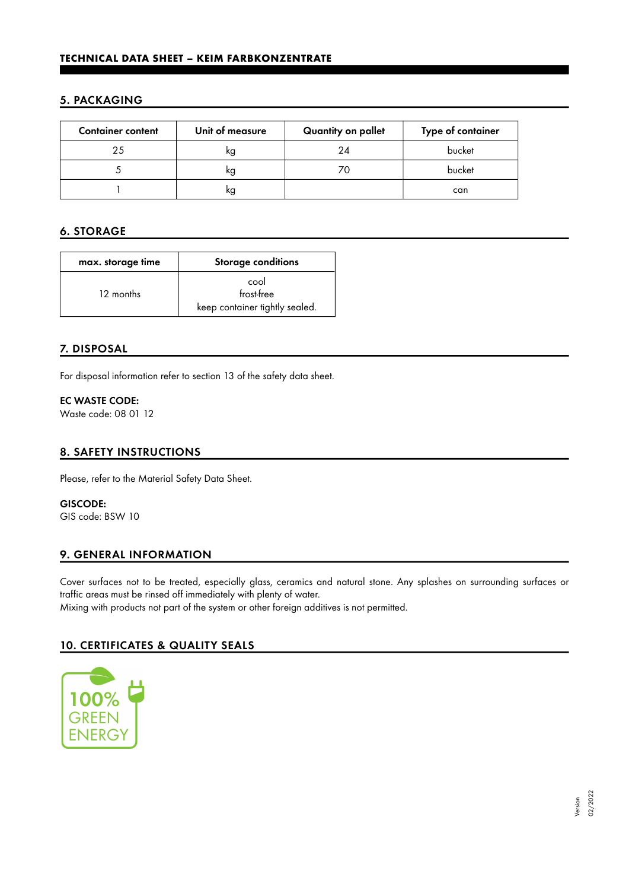## 5. PACKAGING

| Container content | Unit of measure | Quantity on pallet | Type of container |
|---|---|---|---|
| 25 | kg | 24 | bucket |
| 5 | kg | 70 | bucket |
| 1 | kg | | can |

## 6. STORAGE

| max. storage time | Storage conditions |
|---|---|
| 12 months | cool<br>frost-free<br>keep container tightly sealed. |

## 7. DISPOSAL

For disposal information refer to section 13 of the safety data sheet.

**EC WASTE CODE:**
Waste code: 08 01 12

## 8. SAFETY INSTRUCTIONS

Please, refer to the Material Safety Data Sheet.

**GISCODE:**
GIS code: BSW 10

## 9. GENERAL INFORMATION

Cover surfaces not to be treated, especially glass, ceramics and natural stone. Any splashes on surrounding surfaces or traffic areas must be rinsed off immediately with plenty of water.
Mixing with products not part of the system or other foreign additives is not permitted.

## 10. CERTIFICATES & QUALITY SEALS

100% GREEN ENERGY

Version 02/2022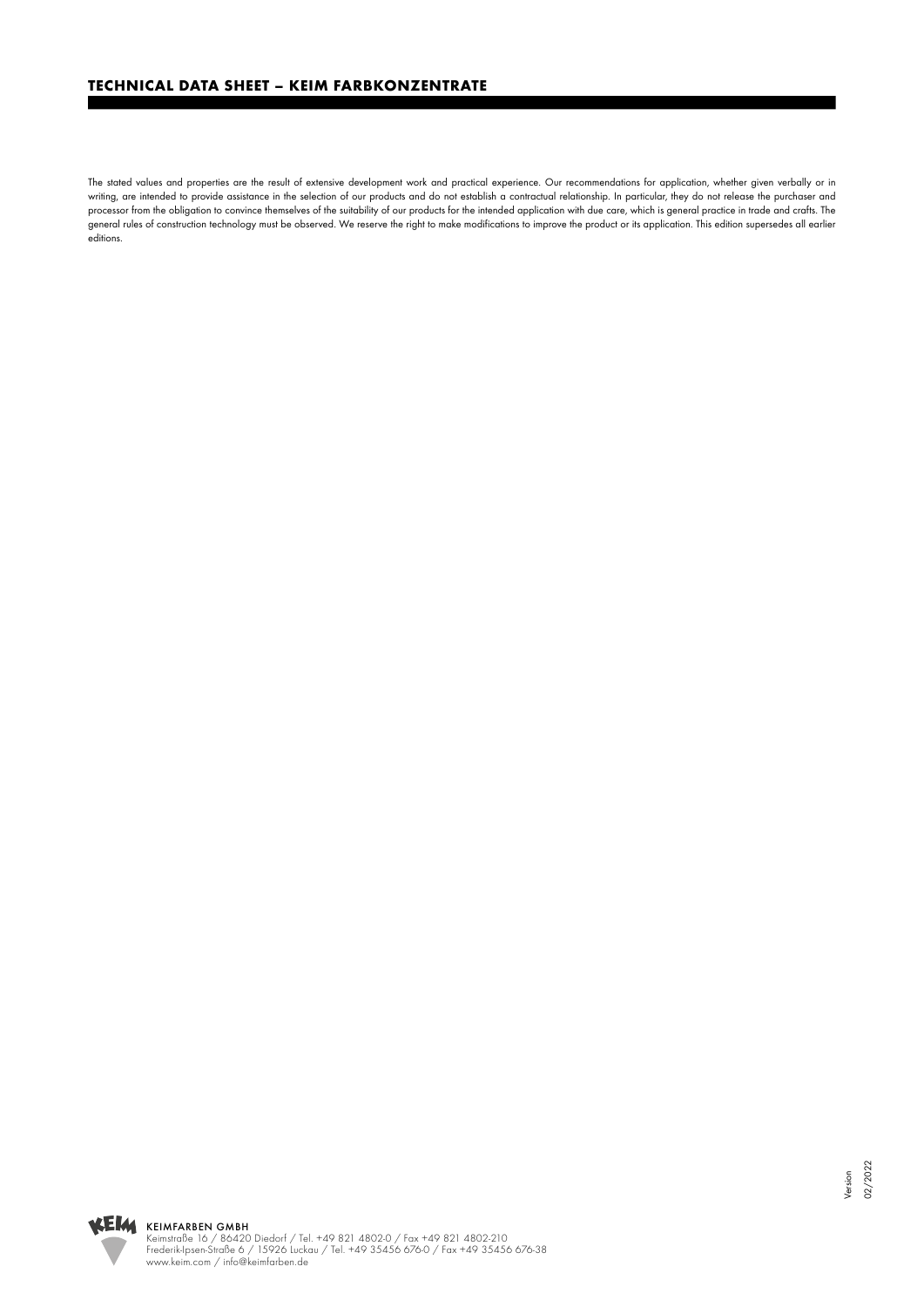The stated values and properties are the result of extensive development work and practical experience. Our recommendations for application, whether given verbally or in writing, are intended to provide assistance in the selection of our products and do not establish a contractual relationship. In particular, they do not release the purchaser and processor from the obligation to convince themselves of the suitability of our products for the intended application with due care, which is general practice in trade and crafts. The general rules of construction technology must be observed. We reserve the right to make modifications to improve the product or its application. This edition supersedes all earlier editions.

KEIMFARBEN GMBH
Keimstraße 16 / 86420 Diedorf / Tel. +49 821 4802-0 / Fax +49 821 4802-210
Frederik-Ipsen-Straße 6 / 15926 Luckau / Tel. +49 35456 676-0 / Fax +49 35456 676-38
www.keim.com / info@keimfarben.de

Version 02/2022